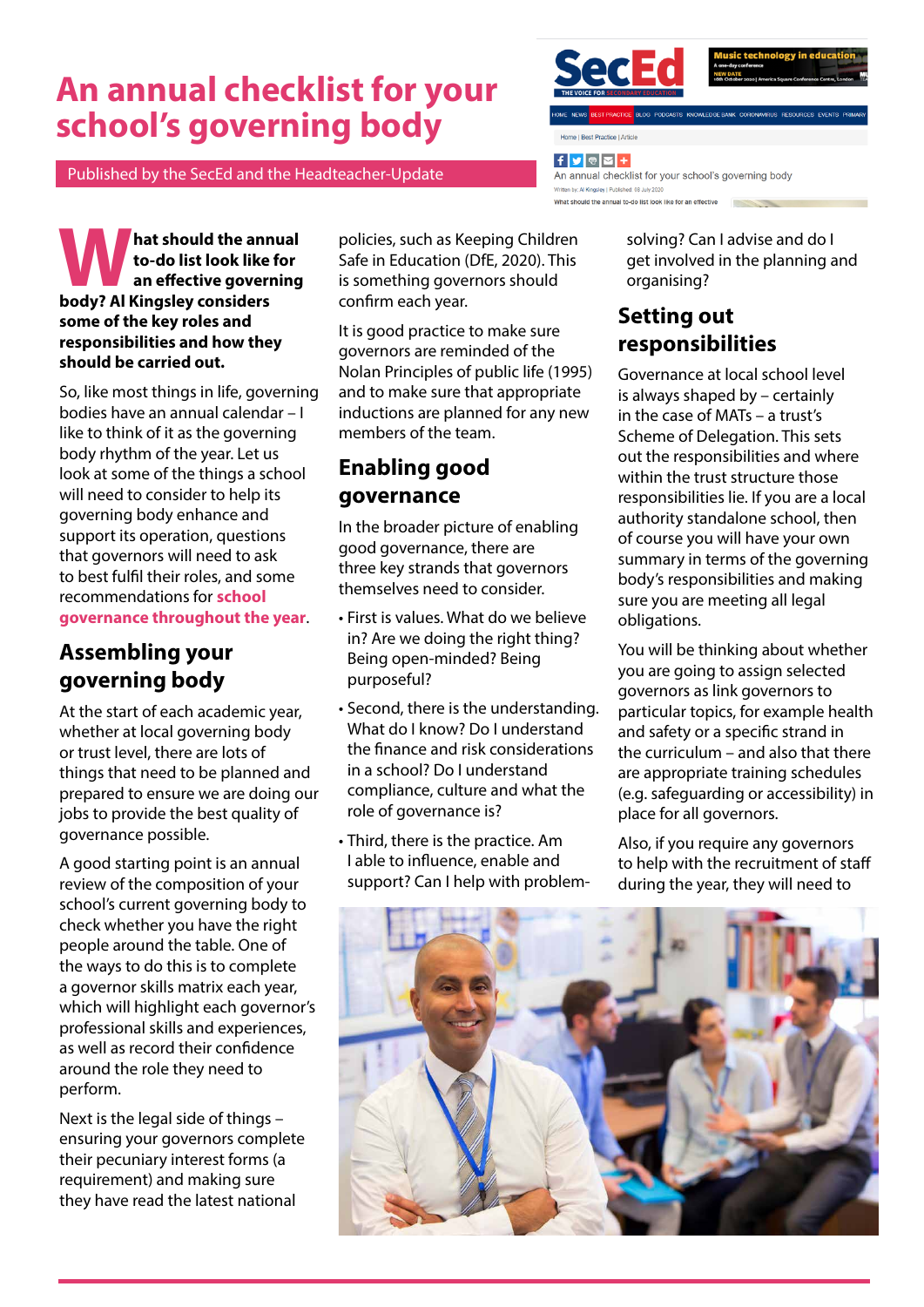# An annual checklist for your school's governing body

Published by the SecEd and the Headteacher-Update

**What should the annual to-do list look like for an effective governing body? Al Kingsley considers some of the key roles and responsibilities and how they should be carried out.**

So, like most things in life, governing bodies have an annual calendar – I like to think of it as the governing body rhythm of the year. Let us look at some of the things a school will need to consider to help its governing body enhance and support its operation, questions that governors will need to ask to best fulfil their roles, and some recommendations for **school governance throughout the year**.

## Assembling your governing body

At the start of each academic year, whether at local governing body or trust level, there are lots of things that need to be planned and prepared to ensure we are doing our jobs to provide the best quality of governance possible.

A good starting point is an annual review of the composition of your school's current governing body to check whether you have the right people around the table. One of the ways to do this is to complete a governor skills matrix each year, which will highlight each governor's professional skills and experiences, as well as record their confidence around the role they need to perform.

Next is the legal side of things – ensuring your governors complete their pecuniary interest forms (a requirement) and making sure they have read the latest national policies, such as Keeping Children Safe in Education (DfE, 2020). This is something governors should confirm each year.

It is good practice to make sure governors are reminded of the Nolan Principles of public life (1995) and to make sure that appropriate inductions are planned for any new members of the team.

## Enabling good governance

In the broader picture of enabling good governance, there are three key strands that governors themselves need to consider.

- First is values. What do we believe in? Are we doing the right thing? Being open-minded? Being purposeful?
- Second, there is the understanding. What do I know? Do I understand the finance and risk considerations in a school? Do I understand compliance, culture and what the role of governance is?
- Third, there is the practice. Am I able to influence, enable and support? Can I help with problem-solving? Can I advise and do I get involved in the planning and organising?

## Setting out responsibilities

Governance at local school level is always shaped by – certainly in the case of MATs – a trust's Scheme of Delegation. This sets out the responsibilities and where within the trust structure those responsibilities lie. If you are a local authority standalone school, then of course you will have your own summary in terms of the governing body's responsibilities and making sure you are meeting all legal obligations.

You will be thinking about whether you are going to assign selected governors as link governors to particular topics, for example health and safety or a specific strand in the curriculum – and also that there are appropriate training schedules (e.g. safeguarding or accessibility) in place for all governors.

Also, if you require any governors to help with the recruitment of staff during the year, they will need to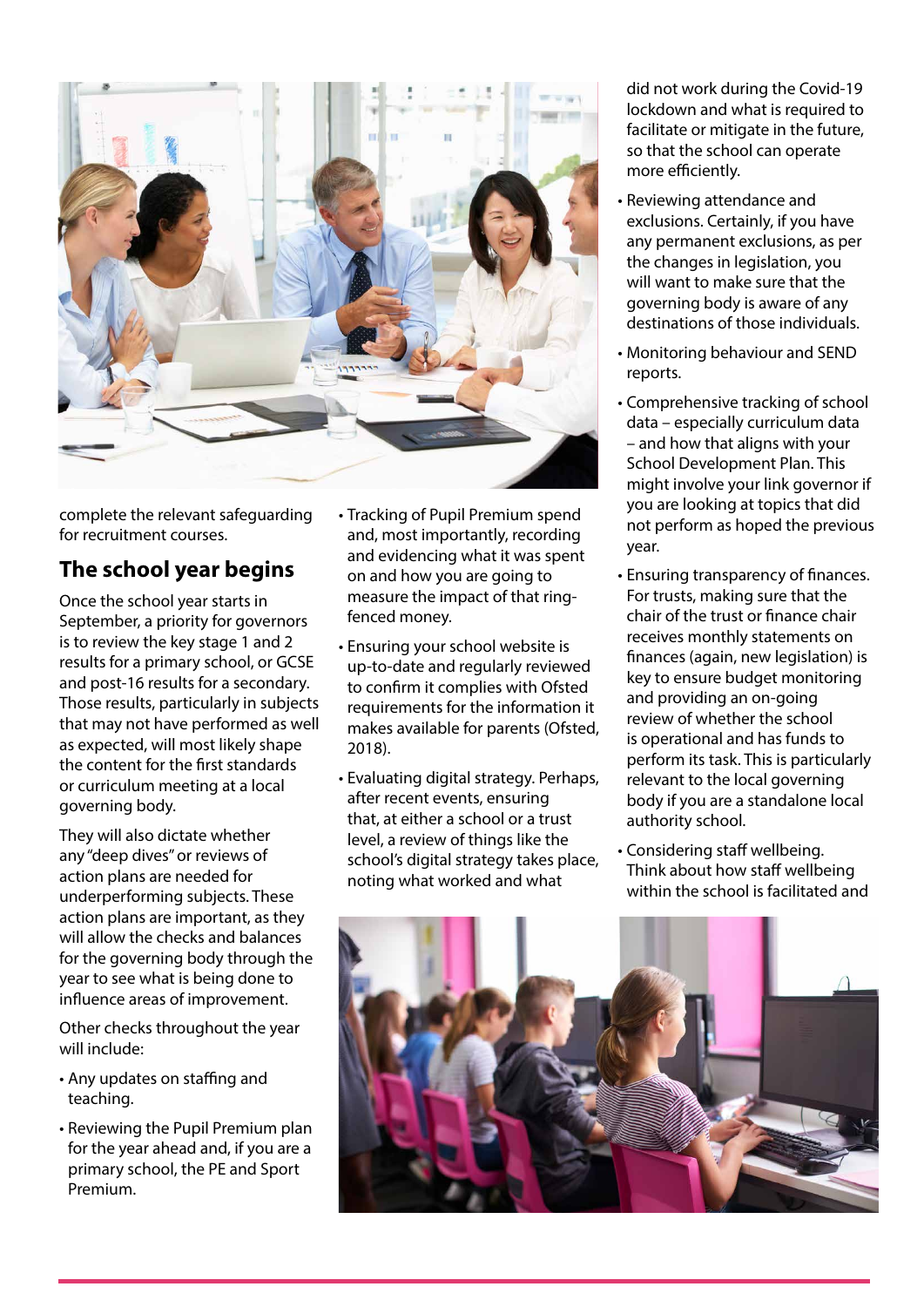complete the relevant safeguarding for recruitment courses.

## The school year begins

Once the school year starts in September, a priority for governors is to review the key stage 1 and 2 results for a primary school, or GCSE and post-16 results for a secondary. Those results, particularly in subjects that may not have performed as well as expected, will most likely shape the content for the first standards or curriculum meeting at a local governing body.

They will also dictate whether any "deep dives" or reviews of action plans are needed for underperforming subjects. These action plans are important, as they will allow the checks and balances for the governing body through the year to see what is being done to influence areas of improvement.

Other checks throughout the year will include:

- Any updates on staffing and teaching.
- Reviewing the Pupil Premium plan for the year ahead and, if you are a primary school, the PE and Sport Premium.
- Tracking of Pupil Premium spend and, most importantly, recording and evidencing what it was spent on and how you are going to measure the impact of that ring-fenced money.
- Ensuring your school website is up-to-date and regularly reviewed to confirm it complies with Ofsted requirements for the information it makes available for parents (Ofsted, 2018).
- Evaluating digital strategy. Perhaps, after recent events, ensuring that, at either a school or a trust level, a review of things like the school's digital strategy takes place, noting what worked and what did not work during the Covid-19 lockdown and what is required to facilitate or mitigate in the future, so that the school can operate more efficiently.
- Reviewing attendance and exclusions. Certainly, if you have any permanent exclusions, as per the changes in legislation, you will want to make sure that the governing body is aware of any destinations of those individuals.
- Monitoring behaviour and SEND reports.
- Comprehensive tracking of school data – especially curriculum data – and how that aligns with your School Development Plan. This might involve your link governor if you are looking at topics that did not perform as hoped the previous year.
- Ensuring transparency of finances. For trusts, making sure that the chair of the trust or finance chair receives monthly statements on finances (again, new legislation) is key to ensure budget monitoring and providing an on-going review of whether the school is operational and has funds to perform its task. This is particularly relevant to the local governing body if you are a standalone local authority school.
- Considering staff wellbeing. Think about how staff wellbeing within the school is facilitated and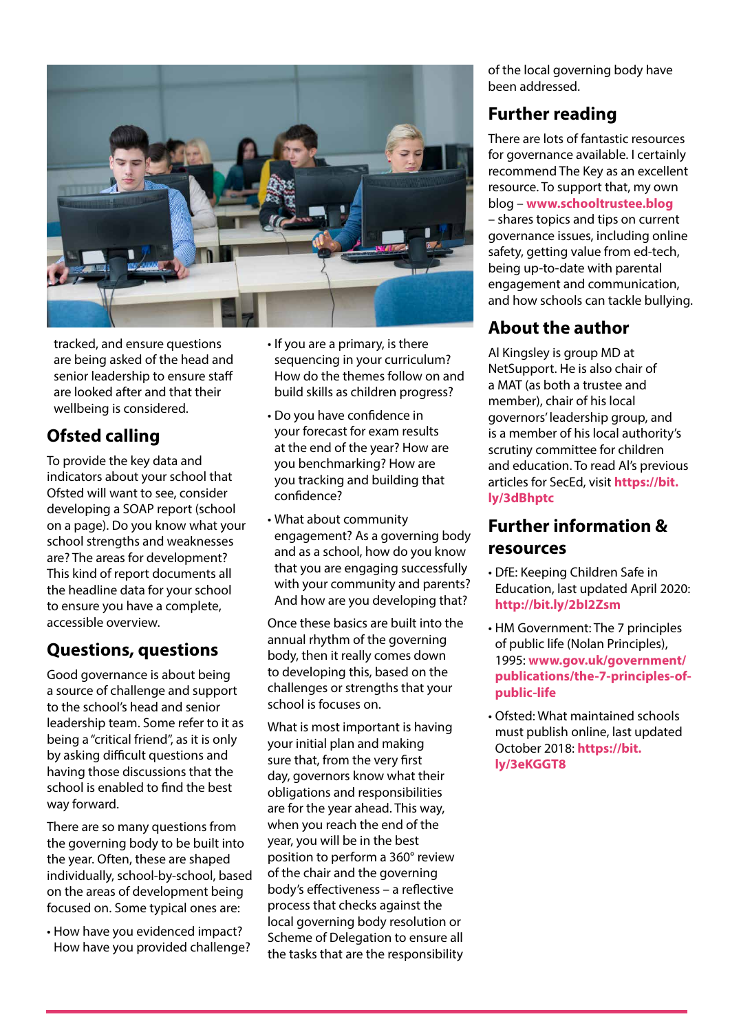tracked, and ensure questions are being asked of the head and senior leadership to ensure staff are looked after and that their wellbeing is considered.

## Ofsted calling

To provide the key data and indicators about your school that Ofsted will want to see, consider developing a SOAP report (school on a page). Do you know what your school strengths and weaknesses are? The areas for development? This kind of report documents all the headline data for your school to ensure you have a complete, accessible overview.

## Questions, questions

Good governance is about being a source of challenge and support to the school's head and senior leadership team. Some refer to it as being a "critical friend", as it is only by asking difficult questions and having those discussions that the school is enabled to find the best way forward.

There are so many questions from the governing body to be built into the year. Often, these are shaped individually, school-by-school, based on the areas of development being focused on. Some typical ones are:

- How have you evidenced impact? How have you provided challenge?
- If you are a primary, is there sequencing in your curriculum? How do the themes follow on and build skills as children progress?
- Do you have confidence in your forecast for exam results at the end of the year? How are you benchmarking? How are you tracking and building that confidence?
- What about community engagement? As a governing body and as a school, how do you know that you are engaging successfully with your community and parents? And how are you developing that?

Once these basics are built into the annual rhythm of the governing body, then it really comes down to developing this, based on the challenges or strengths that your school is focuses on.

What is most important is having your initial plan and making sure that, from the very first day, governors know what their obligations and responsibilities are for the year ahead. This way, when you reach the end of the year, you will be in the best position to perform a 360° review of the chair and the governing body's effectiveness – a reflective process that checks against the local governing body resolution or Scheme of Delegation to ensure all the tasks that are the responsibility of the local governing body have been addressed.

## Further reading

There are lots of fantastic resources for governance available. I certainly recommend The Key as an excellent resource. To support that, my own blog – **www.schooltrustee.blog** – shares topics and tips on current governance issues, including online safety, getting value from ed-tech, being up-to-date with parental engagement and communication, and how schools can tackle bullying.

## About the author

Al Kingsley is group MD at NetSupport. He is also chair of a MAT (as both a trustee and member), chair of his local governors' leadership group, and is a member of his local authority's scrutiny committee for children and education. To read Al's previous articles for SecEd, visit **https://bit.ly/3dBhptc**

## Further information & resources

- DfE: Keeping Children Safe in Education, last updated April 2020: **http://bit.ly/2bI2Zsm**
- HM Government: The 7 principles of public life (Nolan Principles), 1995: **www.gov.uk/government/publications/the-7-principles-of-public-life**
- Ofsted: What maintained schools must publish online, last updated October 2018: **https://bit.ly/3eKGGT8**